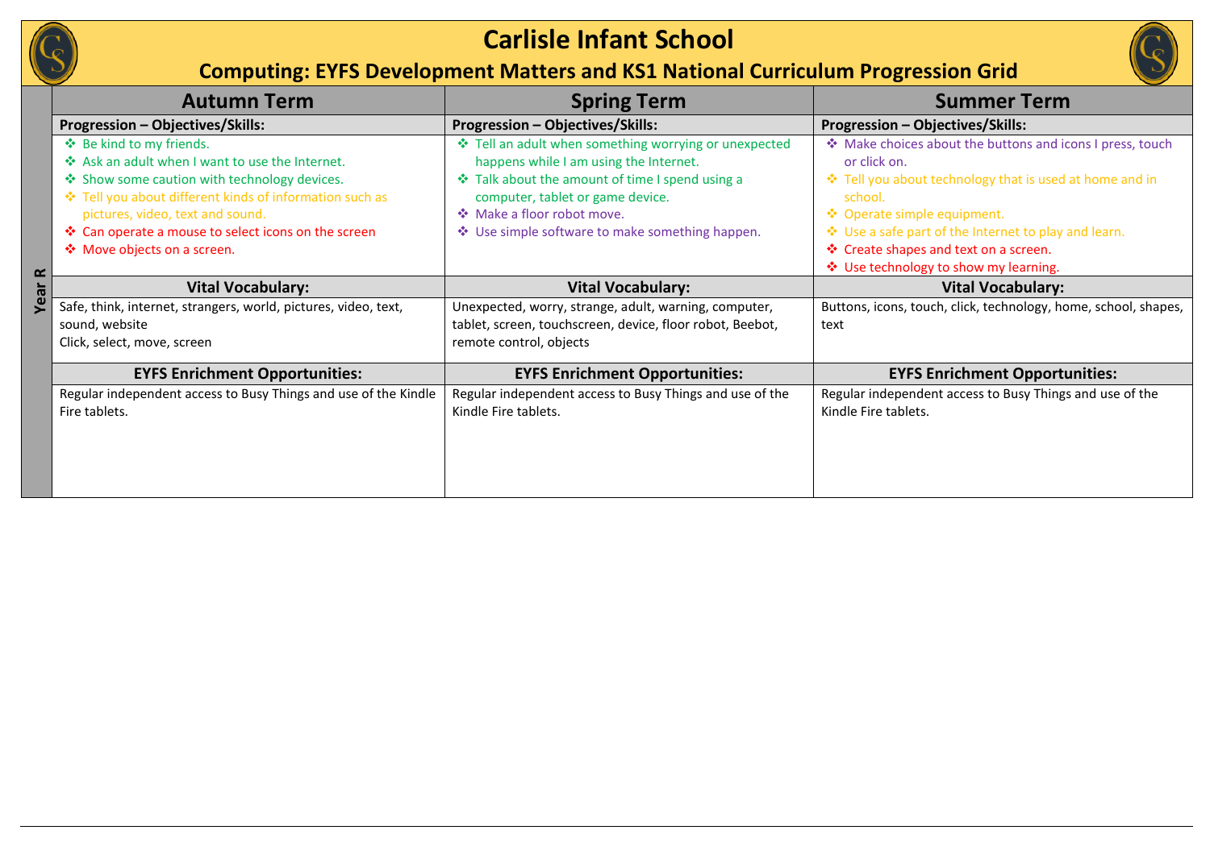# Carlisle Infant School

## Computing: EYFS Development Matters and KS1 National Curriculum Progression Grid

| Year R | Autumn Term | Spring Term | Summer Term |
|---|---|---|---|
| | **Progression – Objectives/Skills:** | **Progression – Objectives/Skills:** | **Progression – Objectives/Skills:** |
| | ❖ Be kind to my friends.<br>❖ Ask an adult when I want to use the Internet.<br>❖ Show some caution with technology devices.<br>❖ Tell you about different kinds of information such as pictures, video, text and sound.<br>❖ Can operate a mouse to select icons on the screen<br>❖ Move objects on a screen. | ❖ Tell an adult when something worrying or unexpected happens while I am using the Internet.<br>❖ Talk about the amount of time I spend using a computer, tablet or game device.<br>❖ Make a floor robot move.<br>❖ Use simple software to make something happen. | ❖ Make choices about the buttons and icons I press, touch or click on.<br>❖ Tell you about technology that is used at home and in school.<br>❖ Operate simple equipment.<br>❖ Use a safe part of the Internet to play and learn.<br>❖ Create shapes and text on a screen.<br>❖ Use technology to show my learning. |
| | **Vital Vocabulary:** | **Vital Vocabulary:** | **Vital Vocabulary:** |
| | Safe, think, internet, strangers, world, pictures, video, text, sound, website<br>Click, select, move, screen | Unexpected, worry, strange, adult, warning, computer, tablet, screen, touchscreen, device, floor robot, Beebot, remote control, objects | Buttons, icons, touch, click, technology, home, school, shapes, text |
| | **EYFS Enrichment Opportunities:** | **EYFS Enrichment Opportunities:** | **EYFS Enrichment Opportunities:** |
| | Regular independent access to Busy Things and use of the Kindle Fire tablets. | Regular independent access to Busy Things and use of the Kindle Fire tablets. | Regular independent access to Busy Things and use of the Kindle Fire tablets. |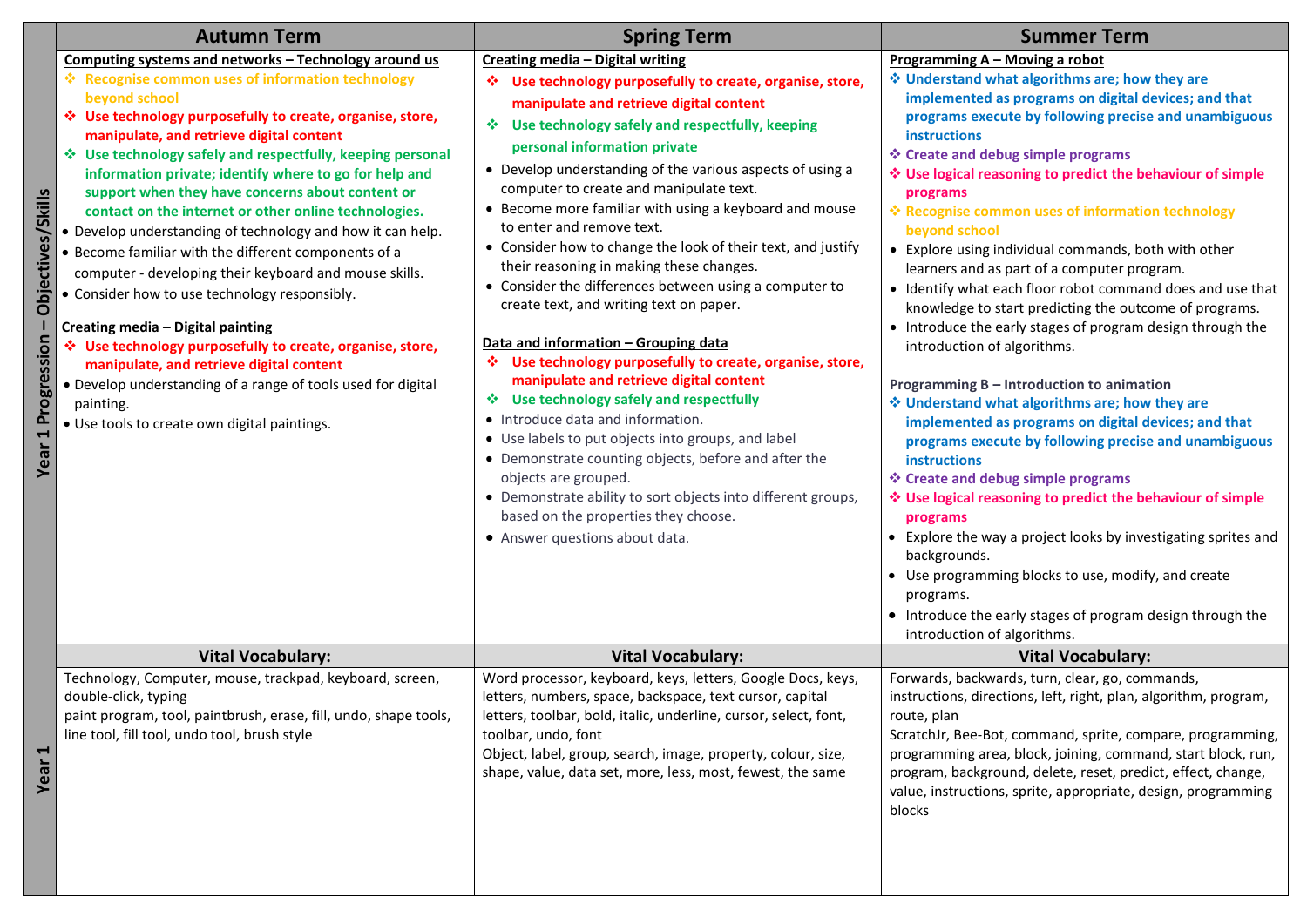| | Autumn Term | Spring Term | Summer Term |
|---|---|---|---|
| **Year 1 Progression – Objectives/Skills** | **Computing systems and networks – Technology around us**<br>❖ **Recognise common uses of information technology beyond school**<br>❖ **Use technology purposefully to create, organise, store, manipulate, and retrieve digital content**<br>❖ **Use technology safely and respectfully, keeping personal information private; identify where to go for help and support when they have concerns about content or contact on the internet or other online technologies.**<br>• Develop understanding of technology and how it can help.<br>• Become familiar with the different components of a computer - developing their keyboard and mouse skills.<br>• Consider how to use technology responsibly.<br><br>**Creating media – Digital painting**<br>❖ **Use technology purposefully to create, organise, store, manipulate, and retrieve digital content**<br>• Develop understanding of a range of tools used for digital painting.<br>• Use tools to create own digital paintings. | **Creating media – Digital writing**<br>❖ **Use technology purposefully to create, organise, store, manipulate and retrieve digital content**<br>❖ **Use technology safely and respectfully, keeping personal information private**<br>• Develop understanding of the various aspects of using a computer to create and manipulate text.<br>• Become more familiar with using a keyboard and mouse to enter and remove text.<br>• Consider how to change the look of their text, and justify their reasoning in making these changes.<br>• Consider the differences between using a computer to create text, and writing text on paper.<br><br>**Data and information – Grouping data**<br>❖ **Use technology purposefully to create, organise, store, manipulate and retrieve digital content**<br>❖ **Use technology safely and respectfully**<br>• Introduce data and information.<br>• Use labels to put objects into groups, and label<br>• Demonstrate counting objects, before and after the objects are grouped.<br>• Demonstrate ability to sort objects into different groups, based on the properties they choose.<br>• Answer questions about data. | **Programming A – Moving a robot**<br>❖ **Understand what algorithms are; how they are implemented as programs on digital devices; and that programs execute by following precise and unambiguous instructions**<br>❖ **Create and debug simple programs**<br>❖ **Use logical reasoning to predict the behaviour of simple programs**<br>❖ **Recognise common uses of information technology beyond school**<br>• Explore using individual commands, both with other learners and as part of a computer program.<br>• Identify what each floor robot command does and use that knowledge to start predicting the outcome of programs.<br>• Introduce the early stages of program design through the introduction of algorithms.<br><br>**Programming B – Introduction to animation**<br>❖ **Understand what algorithms are; how they are implemented as programs on digital devices; and that programs execute by following precise and unambiguous instructions**<br>❖ **Create and debug simple programs**<br>❖ **Use logical reasoning to predict the behaviour of simple programs**<br>• Explore the way a project looks by investigating sprites and backgrounds.<br>• Use programming blocks to use, modify, and create programs.<br>• Introduce the early stages of program design through the introduction of algorithms. |
| | **Vital Vocabulary:** | **Vital Vocabulary:** | **Vital Vocabulary:** |
| **Year 1** | Technology, Computer, mouse, trackpad, keyboard, screen, double-click, typing<br>paint program, tool, paintbrush, erase, fill, undo, shape tools, line tool, fill tool, undo tool, brush style | Word processor, keyboard, keys, letters, Google Docs, keys, letters, numbers, space, backspace, text cursor, capital letters, toolbar, bold, italic, underline, cursor, select, font, toolbar, undo, font<br>Object, label, group, search, image, property, colour, size, shape, value, data set, more, less, most, fewest, the same | Forwards, backwards, turn, clear, go, commands, instructions, directions, left, right, plan, algorithm, program, route, plan<br>ScratchJr, Bee-Bot, command, sprite, compare, programming, programming area, block, joining, command, start block, run, program, background, delete, reset, predict, effect, change, value, instructions, sprite, appropriate, design, programming blocks |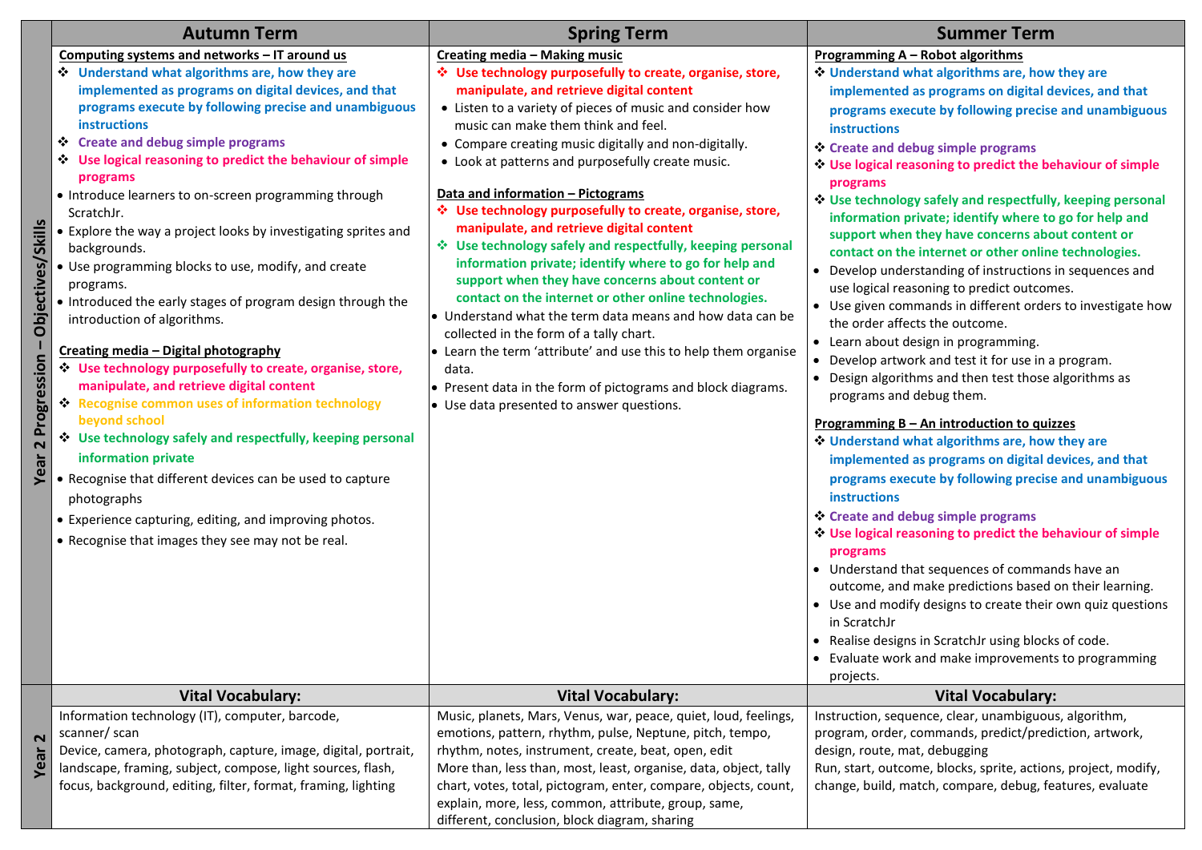| Year 2 Progression – Objectives/Skills | Autumn Term | Spring Term | Summer Term |
|---|---|---|---|
| | **Computing systems and networks – IT around us**<br>❖ **Understand what algorithms are, how they are implemented as programs on digital devices, and that programs execute by following precise and unambiguous instructions**<br>❖ **Create and debug simple programs**<br>❖ **Use logical reasoning to predict the behaviour of simple programs**<br>• Introduce learners to on-screen programming through ScratchJr.<br>• Explore the way a project looks by investigating sprites and backgrounds.<br>• Use programming blocks to use, modify, and create programs.<br>• Introduced the early stages of program design through the introduction of algorithms.<br><br>**Creating media – Digital photography**<br>❖ **Use technology purposefully to create, organise, store, manipulate, and retrieve digital content**<br>❖ **Recognise common uses of information technology beyond school**<br>❖ **Use technology safely and respectfully, keeping personal information private**<br>• Recognise that different devices can be used to capture photographs<br>• Experience capturing, editing, and improving photos.<br>• Recognise that images they see may not be real. | **Creating media – Making music**<br>❖ **Use technology purposefully to create, organise, store, manipulate, and retrieve digital content**<br>• Listen to a variety of pieces of music and consider how music can make them think and feel.<br>• Compare creating music digitally and non-digitally.<br>• Look at patterns and purposefully create music.<br><br>**Data and information – Pictograms**<br>❖ **Use technology purposefully to create, organise, store, manipulate, and retrieve digital content**<br>❖ **Use technology safely and respectfully, keeping personal information private; identify where to go for help and support when they have concerns about content or contact on the internet or other online technologies.**<br>• Understand what the term data means and how data can be collected in the form of a tally chart.<br>• Learn the term 'attribute' and use this to help them organise data.<br>• Present data in the form of pictograms and block diagrams.<br>• Use data presented to answer questions. | **Programming A – Robot algorithms**<br>❖ **Understand what algorithms are, how they are implemented as programs on digital devices, and that programs execute by following precise and unambiguous instructions**<br>❖ **Create and debug simple programs**<br>❖ **Use logical reasoning to predict the behaviour of simple programs**<br>❖ **Use technology safely and respectfully, keeping personal information private; identify where to go for help and support when they have concerns about content or contact on the internet or other online technologies.**<br>• Develop understanding of instructions in sequences and use logical reasoning to predict outcomes.<br>• Use given commands in different orders to investigate how the order affects the outcome.<br>• Learn about design in programming.<br>• Develop artwork and test it for use in a program.<br>• Design algorithms and then test those algorithms as programs and debug them.<br><br>**Programming B – An introduction to quizzes**<br>❖ **Understand what algorithms are, how they are implemented as programs on digital devices, and that programs execute by following precise and unambiguous instructions**<br>❖ **Create and debug simple programs**<br>❖ **Use logical reasoning to predict the behaviour of simple programs**<br>• Understand that sequences of commands have an outcome, and make predictions based on their learning.<br>• Use and modify designs to create their own quiz questions in ScratchJr<br>• Realise designs in ScratchJr using blocks of code.<br>• Evaluate work and make improvements to programming projects. |
| Year 2 | **Vital Vocabulary:** | **Vital Vocabulary:** | **Vital Vocabulary:** |
| | Information technology (IT), computer, barcode, scanner/ scan<br>Device, camera, photograph, capture, image, digital, portrait, landscape, framing, subject, compose, light sources, flash, focus, background, editing, filter, format, framing, lighting | Music, planets, Mars, Venus, war, peace, quiet, loud, feelings, emotions, pattern, rhythm, pulse, Neptune, pitch, tempo, rhythm, notes, instrument, create, beat, open, edit<br>More than, less than, most, least, organise, data, object, tally chart, votes, total, pictogram, enter, compare, objects, count, explain, more, less, common, attribute, group, same, different, conclusion, block diagram, sharing | Instruction, sequence, clear, unambiguous, algorithm, program, order, commands, predict/prediction, artwork, design, route, mat, debugging<br>Run, start, outcome, blocks, sprite, actions, project, modify, change, build, match, compare, debug, features, evaluate |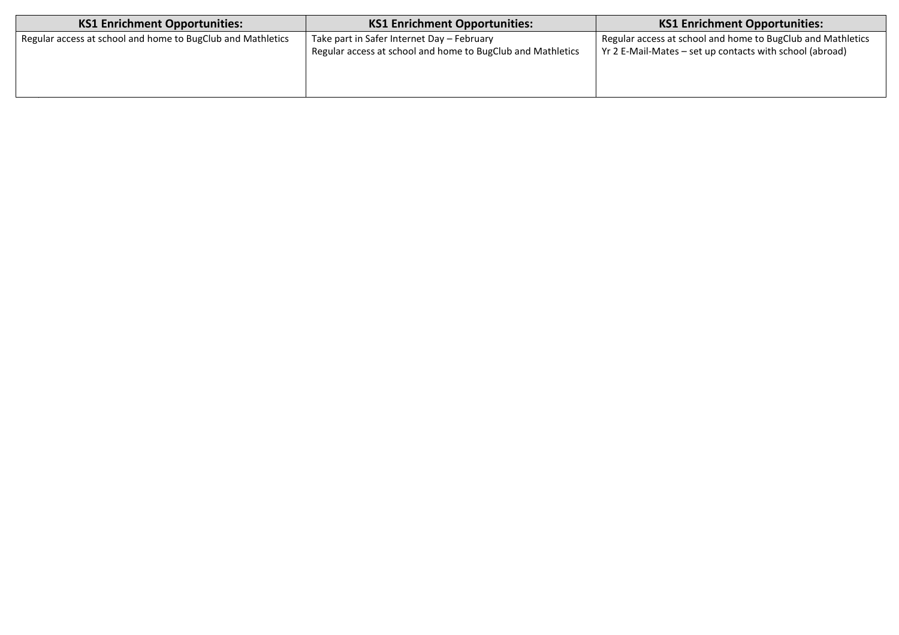| KS1 Enrichment Opportunities: | KS1 Enrichment Opportunities: | KS1 Enrichment Opportunities: |
|---|---|---|
| Regular access at school and home to BugClub and Mathletics | Take part in Safer Internet Day – February<br>Regular access at school and home to BugClub and Mathletics | Regular access at school and home to BugClub and Mathletics<br>Yr 2 E-Mail-Mates – set up contacts with school (abroad) |